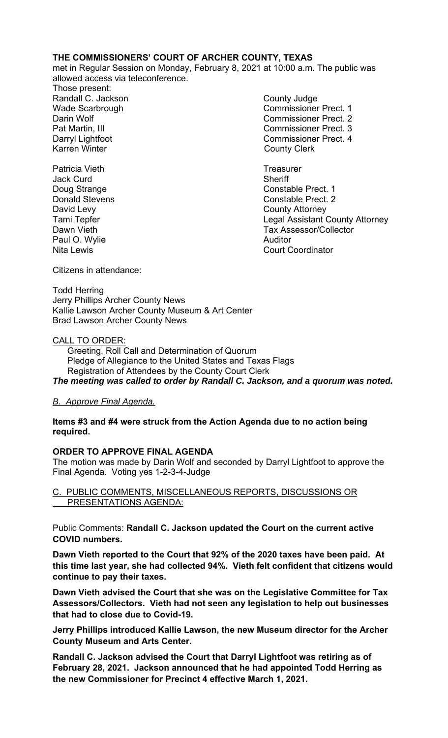**THE COMMISSIONERS' COURT OF ARCHER COUNTY, TEXAS**

met in Regular Session on Monday, February 8, 2021 at 10:00 a.m. The public was allowed access via teleconference.

Those present:

| | |
|---|---|
| Randall C. Jackson | County Judge |
| Wade Scarbrough | Commissioner Prect. 1 |
| Darin Wolf | Commissioner Prect. 2 |
| Pat Martin, III | Commissioner Prect. 3 |
| Darryl Lightfoot | Commissioner Prect. 4 |
| Karren Winter | County Clerk |
| | |
| Patricia Vieth | Treasurer |
| Jack Curd | Sheriff |
| Doug Strange | Constable Prect. 1 |
| Donald Stevens | Constable Prect. 2 |
| David Levy | County Attorney |
| Tami Tepfer | Legal Assistant County Attorney |
| Dawn Vieth | Tax Assessor/Collector |
| Paul O. Wylie | Auditor |
| Nita Lewis | Court Coordinator |

Citizens in attendance:

Todd Herring
Jerry Phillips Archer County News
Kallie Lawson Archer County Museum & Art Center
Brad Lawson Archer County News

CALL TO ORDER:

Greeting, Roll Call and Determination of Quorum
Pledge of Allegiance to the United States and Texas Flags
Registration of Attendees by the County Court Clerk

***The meeting was called to order by Randall C. Jackson, and a quorum was noted.***

*B. Approve Final Agenda.*

**Items #3 and #4 were struck from the Action Agenda due to no action being required.**

**ORDER TO APPROVE FINAL AGENDA**

The motion was made by Darin Wolf and seconded by Darryl Lightfoot to approve the Final Agenda. Voting yes 1-2-3-4-Judge

C. PUBLIC COMMENTS, MISCELLANEOUS REPORTS, DISCUSSIONS OR PRESENTATIONS AGENDA:

Public Comments: **Randall C. Jackson updated the Court on the current active COVID numbers.**

**Dawn Vieth reported to the Court that 92% of the 2020 taxes have been paid. At this time last year, she had collected 94%. Vieth felt confident that citizens would continue to pay their taxes.**

**Dawn Vieth advised the Court that she was on the Legislative Committee for Tax Assessors/Collectors. Vieth had not seen any legislation to help out businesses that had to close due to Covid-19.**

**Jerry Phillips introduced Kallie Lawson, the new Museum director for the Archer County Museum and Arts Center.**

**Randall C. Jackson advised the Court that Darryl Lightfoot was retiring as of February 28, 2021. Jackson announced that he had appointed Todd Herring as the new Commissioner for Precinct 4 effective March 1, 2021.**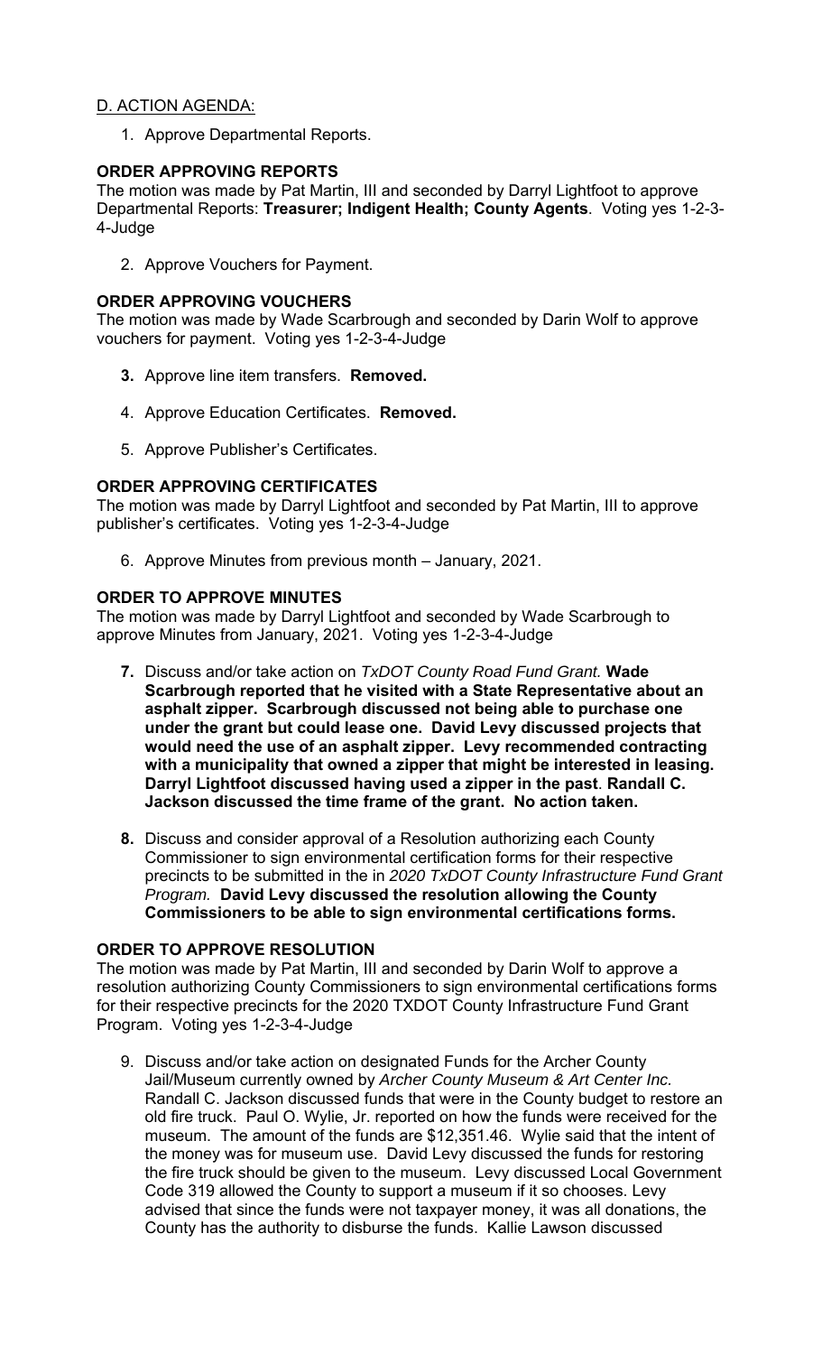D. ACTION AGENDA:

1. Approve Departmental Reports.

**ORDER APPROVING REPORTS**

The motion was made by Pat Martin, III and seconded by Darryl Lightfoot to approve Departmental Reports: **Treasurer; Indigent Health; County Agents**. Voting yes 1-2-3-4-Judge

2. Approve Vouchers for Payment.

**ORDER APPROVING VOUCHERS**

The motion was made by Wade Scarbrough and seconded by Darin Wolf to approve vouchers for payment. Voting yes 1-2-3-4-Judge

3. Approve line item transfers. **Removed.**

4. Approve Education Certificates. **Removed.**

5. Approve Publisher's Certificates.

**ORDER APPROVING CERTIFICATES**

The motion was made by Darryl Lightfoot and seconded by Pat Martin, III to approve publisher's certificates. Voting yes 1-2-3-4-Judge

6. Approve Minutes from previous month – January, 2021.

**ORDER TO APPROVE MINUTES**

The motion was made by Darryl Lightfoot and seconded by Wade Scarbrough to approve Minutes from January, 2021. Voting yes 1-2-3-4-Judge

7. Discuss and/or take action on *TxDOT County Road Fund Grant.* **Wade Scarbrough reported that he visited with a State Representative about an asphalt zipper. Scarbrough discussed not being able to purchase one under the grant but could lease one. David Levy discussed projects that would need the use of an asphalt zipper. Levy recommended contracting with a municipality that owned a zipper that might be interested in leasing. Darryl Lightfoot discussed having used a zipper in the past**. **Randall C. Jackson discussed the time frame of the grant. No action taken.**

8. Discuss and consider approval of a Resolution authorizing each County Commissioner to sign environmental certification forms for their respective precincts to be submitted in the in *2020 TxDOT County Infrastructure Fund Grant Program.* **David Levy discussed the resolution allowing the County Commissioners to be able to sign environmental certifications forms.**

**ORDER TO APPROVE RESOLUTION**

The motion was made by Pat Martin, III and seconded by Darin Wolf to approve a resolution authorizing County Commissioners to sign environmental certifications forms for their respective precincts for the 2020 TXDOT County Infrastructure Fund Grant Program. Voting yes 1-2-3-4-Judge

9. Discuss and/or take action on designated Funds for the Archer County Jail/Museum currently owned by *Archer County Museum & Art Center Inc.* Randall C. Jackson discussed funds that were in the County budget to restore an old fire truck. Paul O. Wylie, Jr. reported on how the funds were received for the museum. The amount of the funds are $12,351.46. Wylie said that the intent of the money was for museum use. David Levy discussed the funds for restoring the fire truck should be given to the museum. Levy discussed Local Government Code 319 allowed the County to support a museum if it so chooses. Levy advised that since the funds were not taxpayer money, it was all donations, the County has the authority to disburse the funds. Kallie Lawson discussed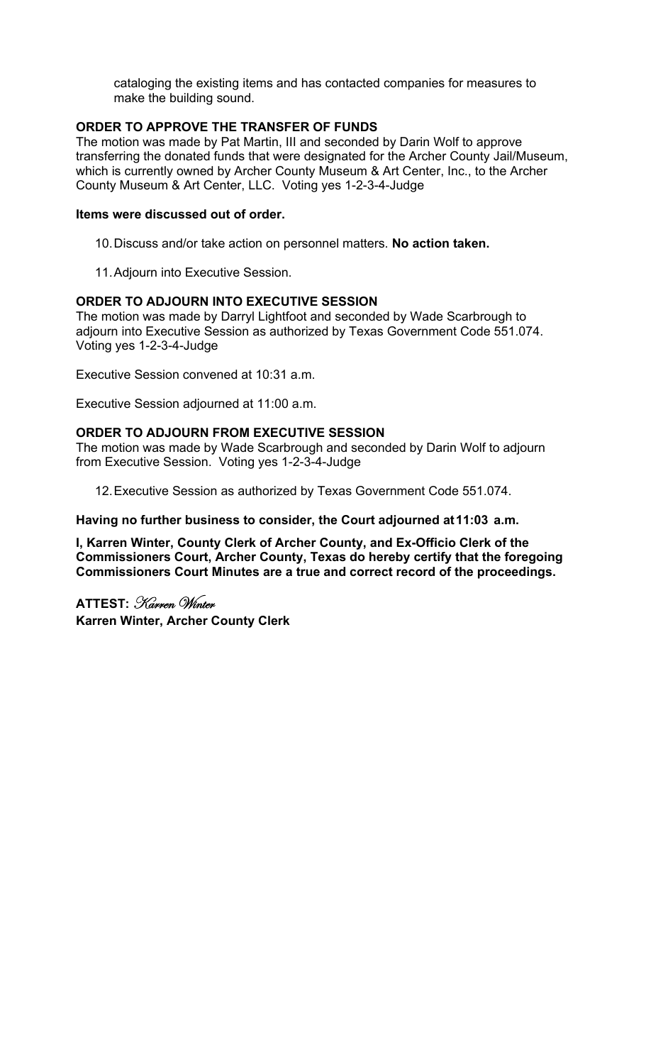cataloging the existing items and has contacted companies for measures to make the building sound.

**ORDER TO APPROVE THE TRANSFER OF FUNDS**

The motion was made by Pat Martin, III and seconded by Darin Wolf to approve transferring the donated funds that were designated for the Archer County Jail/Museum, which is currently owned by Archer County Museum & Art Center, Inc., to the Archer County Museum & Art Center, LLC. Voting yes 1-2-3-4-Judge

**Items were discussed out of order.**

10. Discuss and/or take action on personnel matters. **No action taken.**

11. Adjourn into Executive Session.

**ORDER TO ADJOURN INTO EXECUTIVE SESSION**

The motion was made by Darryl Lightfoot and seconded by Wade Scarbrough to adjourn into Executive Session as authorized by Texas Government Code 551.074. Voting yes 1-2-3-4-Judge

Executive Session convened at 10:31 a.m.

Executive Session adjourned at 11:00 a.m.

**ORDER TO ADJOURN FROM EXECUTIVE SESSION**

The motion was made by Wade Scarbrough and seconded by Darin Wolf to adjourn from Executive Session. Voting yes 1-2-3-4-Judge

12. Executive Session as authorized by Texas Government Code 551.074.

**Having no further business to consider, the Court adjourned at 11:03 a.m.**

**I, Karren Winter, County Clerk of Archer County, and Ex-Officio Clerk of the Commissioners Court, Archer County, Texas do hereby certify that the foregoing Commissioners Court Minutes are a true and correct record of the proceedings.**

**ATTEST:** *Karren Winter*

**Karren Winter, Archer County Clerk**